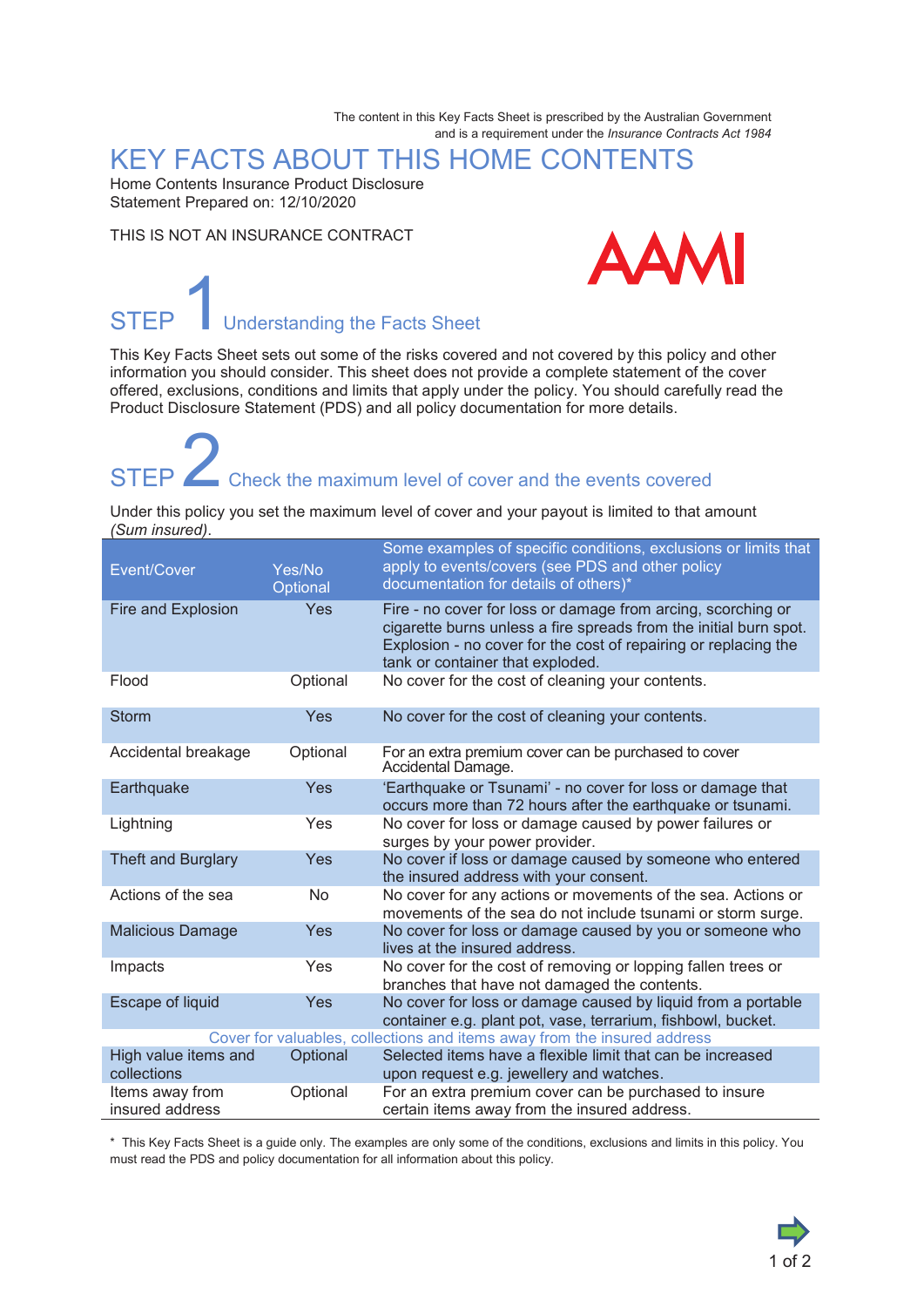The content in this Key Facts Sheet is prescribed by the Australian Government and is a requirement under the *Insurance Contracts Act 1984*

# KEY FACTS ABOUT THIS HOME CONTENTS

Home Contents Insurance Product Disclosure Statement Prepared on: 12/10/2020

THIS IS NOT AN INSURANCE CONTRACT

AAMI

## STEP 1 Understanding the Facts Sheet

This Key Facts Sheet sets out some of the risks covered and not covered by this policy and other information you should consider. This sheet does not provide a complete statement of the cover offered, exclusions, conditions and limits that apply under the policy. You should carefully read the Product Disclosure Statement (PDS) and all policy documentation for more details.

## STEP 2 Check the maximum level of cover and the events covered

Under this policy you set the maximum level of cover and your payout is limited to that amount *(Sum insured)*.

| Event/Cover | Yes/No Optional | Some examples of specific conditions, exclusions or limits that apply to events/covers (see PDS and other policy documentation for details of others)* |
|---|---|---|
| Fire and Explosion | Yes | Fire - no cover for loss or damage from arcing, scorching or cigarette burns unless a fire spreads from the initial burn spot. Explosion - no cover for the cost of repairing or replacing the tank or container that exploded. |
| Flood | Optional | No cover for the cost of cleaning your contents. |
| Storm | Yes | No cover for the cost of cleaning your contents. |
| Accidental breakage | Optional | For an extra premium cover can be purchased to cover Accidental Damage. |
| Earthquake | Yes | 'Earthquake or Tsunami' - no cover for loss or damage that occurs more than 72 hours after the earthquake or tsunami. |
| Lightning | Yes | No cover for loss or damage caused by power failures or surges by your power provider. |
| Theft and Burglary | Yes | No cover if loss or damage caused by someone who entered the insured address with your consent. |
| Actions of the sea | No | No cover for any actions or movements of the sea. Actions or movements of the sea do not include tsunami or storm surge. |
| Malicious Damage | Yes | No cover for loss or damage caused by you or someone who lives at the insured address. |
| Impacts | Yes | No cover for the cost of removing or lopping fallen trees or branches that have not damaged the contents. |
| Escape of liquid | Yes | No cover for loss or damage caused by liquid from a portable container e.g. plant pot, vase, terrarium, fishbowl, bucket. |
| **Cover for valuables, collections and items away from the insured address** | | |
| High value items and collections | Optional | Selected items have a flexible limit that can be increased upon request e.g. jewellery and watches. |
| Items away from insured address | Optional | For an extra premium cover can be purchased to insure certain items away from the insured address. |

\* This Key Facts Sheet is a guide only. The examples are only some of the conditions, exclusions and limits in this policy. You must read the PDS and policy documentation for all information about this policy.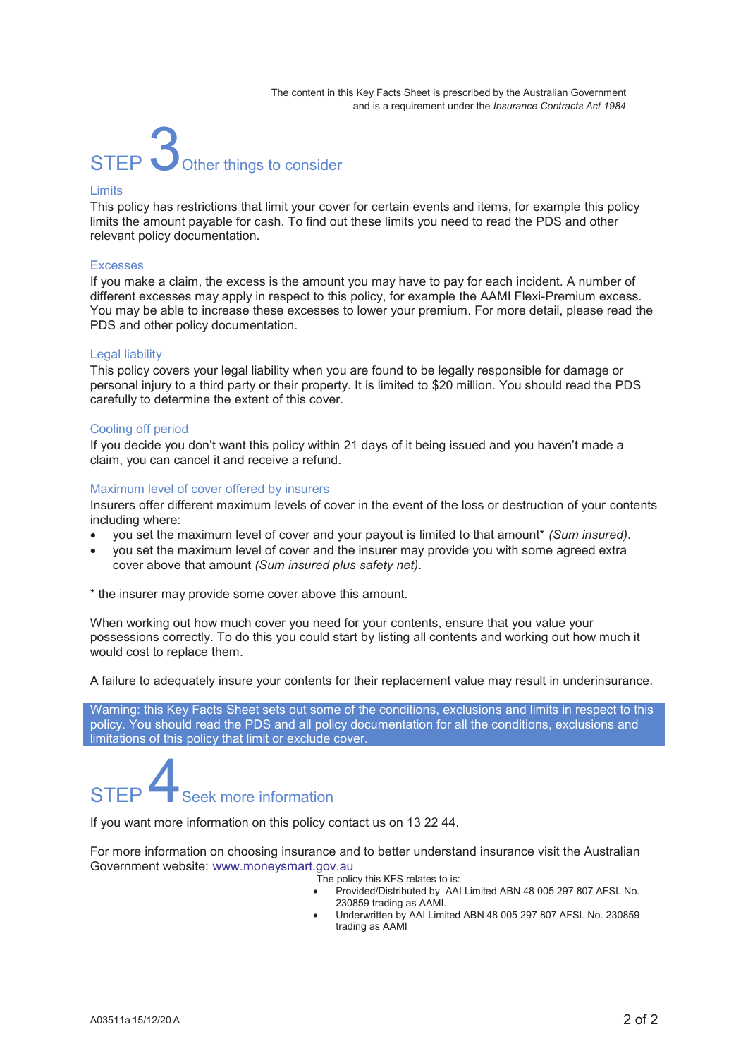The content in this Key Facts Sheet is prescribed by the Australian Government and is a requirement under the *Insurance Contracts Act 1984*

# STEP 3 Other things to consider

### Limits

This policy has restrictions that limit your cover for certain events and items, for example this policy limits the amount payable for cash. To find out these limits you need to read the PDS and other relevant policy documentation.

### Excesses

If you make a claim, the excess is the amount you may have to pay for each incident. A number of different excesses may apply in respect to this policy, for example the AAMI Flexi-Premium excess. You may be able to increase these excesses to lower your premium. For more detail, please read the PDS and other policy documentation.

### Legal liability

This policy covers your legal liability when you are found to be legally responsible for damage or personal injury to a third party or their property. It is limited to $20 million. You should read the PDS carefully to determine the extent of this cover.

### Cooling off period

If you decide you don't want this policy within 21 days of it being issued and you haven't made a claim, you can cancel it and receive a refund.

### Maximum level of cover offered by insurers

Insurers offer different maximum levels of cover in the event of the loss or destruction of your contents including where:

- you set the maximum level of cover and your payout is limited to that amount* *(Sum insured)*.
- you set the maximum level of cover and the insurer may provide you with some agreed extra cover above that amount *(Sum insured plus safety net)*.

* the insurer may provide some cover above this amount.

When working out how much cover you need for your contents, ensure that you value your possessions correctly. To do this you could start by listing all contents and working out how much it would cost to replace them.

A failure to adequately insure your contents for their replacement value may result in underinsurance.

Warning: this Key Facts Sheet sets out some of the conditions, exclusions and limits in respect to this policy. You should read the PDS and all policy documentation for all the conditions, exclusions and limitations of this policy that limit or exclude cover.

# STEP 4 Seek more information

If you want more information on this policy contact us on 13 22 44.

For more information on choosing insurance and to better understand insurance visit the Australian Government website: www.moneysmart.gov.au

The policy this KFS relates to is:

- Provided/Distributed by AAI Limited ABN 48 005 297 807 AFSL No. 230859 trading as AAMI.
- Underwritten by AAI Limited ABN 48 005 297 807 AFSL No. 230859 trading as AAMI

A03511a 15/12/20 A